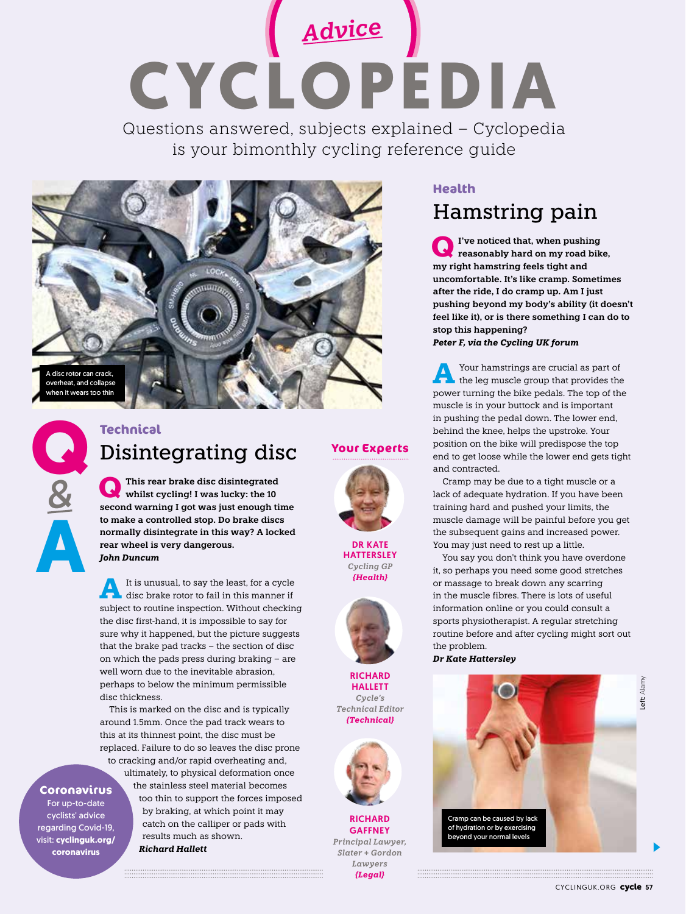# Advice

# CYCLOPEDIA

Questions answered, subjects explained – Cyclopedia is your bimonthly cycling reference guide

A disc rotor can crack, overheat, and collapse when it wears too thin

**Q&A**

### Technical

## Disintegrating disc

**Q This rear brake disc disintegrated whilst cycling! I was lucky: the 10 second warning I got was just enough time to make a controlled stop. Do brake discs normally disintegrate in this way? A locked rear wheel is very dangerous.**
***John Duncum***

**A** It is unusual, to say the least, for a cycle disc brake rotor to fail in this manner if subject to routine inspection. Without checking the disc first-hand, it is impossible to say for sure why it happened, but the picture suggests that the brake pad tracks – the section of disc on which the pads press during braking – are well worn due to the inevitable abrasion, perhaps to below the minimum permissible disc thickness.

This is marked on the disc and is typically around 1.5mm. Once the pad track wears to this at its thinnest point, the disc must be replaced. Failure to do so leaves the disc prone to cracking and/or rapid overheating and, ultimately, to physical deformation once the stainless steel material becomes too thin to support the forces imposed by braking, at which point it may catch on the calliper or pads with results much as shown.

***Richard Hallett***

**Coronavirus**
For up-to-date cyclists' advice regarding Covid-19, visit: **cyclinguk.org/coronavirus**

### Your Experts

**DR KATE HATTERSLEY**
*Cycling GP*
*{Health}*

**RICHARD HALLETT**
*Cycle's Technical Editor*
*{Technical}*

**RICHARD GAFFNEY**
*Principal Lawyer, Slater + Gordon Lawyers*
*{Legal}*

### Health

## Hamstring pain

**Q I've noticed that, when pushing reasonably hard on my road bike, my right hamstring feels tight and uncomfortable. It's like cramp. Sometimes after the ride, I do cramp up. Am I just pushing beyond my body's ability (it doesn't feel like it), or is there something I can do to stop this happening?**
***Peter F, via the Cycling UK forum***

**A** Your hamstrings are crucial as part of the leg muscle group that provides the power turning the bike pedals. The top of the muscle is in your buttock and is important in pushing the pedal down. The lower end, behind the knee, helps the upstroke. Your position on the bike will predispose the top end to get loose while the lower end gets tight and contracted.

Cramp may be due to a tight muscle or a lack of adequate hydration. If you have been training hard and pushed your limits, the muscle damage will be painful before you get the subsequent gains and increased power. You may just need to rest up a little.

You say you don't think you have overdone it, so perhaps you need some good stretches or massage to break down any scarring in the muscle fibres. There is lots of useful information online or you could consult a sports physiotherapist. A regular stretching routine before and after cycling might sort out the problem.

***Dr Kate Hattersley***

Cramp can be caused by lack of hydration or by exercising beyond your normal levels

Left: Alamy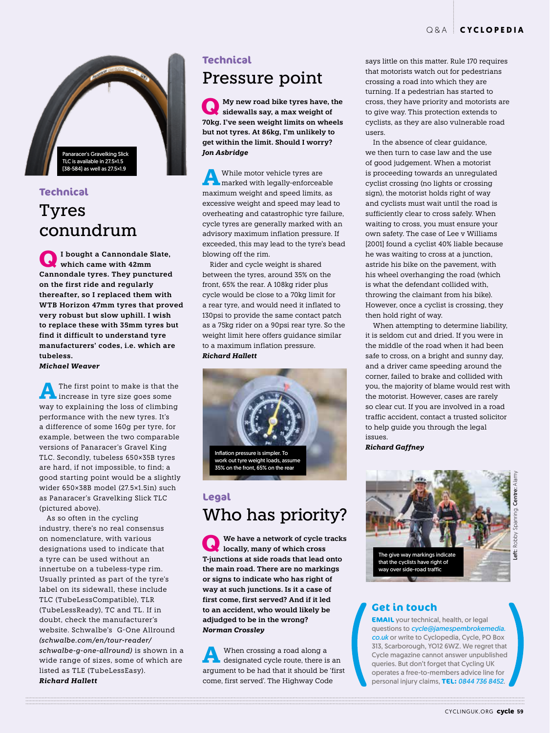Panaracer's Gravelking Slick TLC is available in 27.5×1.5 (38-584) as well as 27.5×1.9

Technical

## Tyres conundrum

**Q I bought a Cannondale Slate, which came with 42mm Cannondale tyres. They punctured on the first ride and regularly thereafter, so I replaced them with WTB Horizon 47mm tyres that proved very robust but slow uphill. I wish to replace these with 35mm tyres but find it difficult to understand tyre manufacturers' codes, i.e. which are tubeless.**
***Michael Weaver***

**A** The first point to make is that the increase in tyre size goes some way to explaining the loss of climbing performance with the new tyres. It's a difference of some 160g per tyre, for example, between the two comparable versions of Panaracer's Gravel King TLC. Secondly, tubeless 650×35B tyres are hard, if not impossible, to find; a good starting point would be a slightly wider 650×38B model (27.5×1.5in) such as Panaracer's Gravelking Slick TLC (pictured above).

As so often in the cycling industry, there's no real consensus on nomenclature, with various designations used to indicate that a tyre can be used without an innertube on a tubeless-type rim. Usually printed as part of the tyre's label on its sidewall, these include TLC (TubeLessCompatible), TLR (TubeLessReady), TC and TL. If in doubt, check the manufacturer's website. Schwalbe's G-One Allround *(schwalbe.com/en/tour-reader/schwalbe-g-one-allround)* is shown in a wide range of sizes, some of which are listed as TLE (TubeLessEasy).
***Richard Hallett***

Technical

## Pressure point

**Q My new road bike tyres have, the sidewalls say, a max weight of 70kg. I've seen weight limits on wheels but not tyres. At 86kg, I'm unlikely to get within the limit. Should I worry?**
***Jon Asbridge***

**A** While motor vehicle tyres are marked with legally-enforceable maximum weight and speed limits, as excessive weight and speed may lead to overheating and catastrophic tyre failure, cycle tyres are generally marked with an advisory maximum inflation pressure. If exceeded, this may lead to the tyre's bead blowing off the rim.

Rider and cycle weight is shared between the tyres, around 35% on the front, 65% the rear. A 108kg rider plus cycle would be close to a 70kg limit for a rear tyre, and would need it inflated to 130psi to provide the same contact patch as a 75kg rider on a 90psi rear tyre. So the weight limit here offers guidance similar to a maximum inflation pressure.
***Richard Hallett***

Inflation pressure is simpler. To work out tyre weight loads, assume 35% on the front, 65% on the rear

Legal

## Who has priority?

**Q We have a network of cycle tracks locally, many of which cross T-junctions at side roads that lead onto the main road. There are no markings or signs to indicate who has right of way at such junctions. Is it a case of first come, first served? And if it led to an accident, who would likely be adjudged to be in the wrong?**
***Norman Crossley***

**A** When crossing a road along a designated cycle route, there is an argument to be had that it should be 'first come, first served'. The Highway Code says little on this matter. Rule 170 requires that motorists watch out for pedestrians crossing a road into which they are turning. If a pedestrian has started to cross, they have priority and motorists are to give way. This protection extends to cyclists, as they are also vulnerable road users.

In the absence of clear guidance, we then turn to case law and the use of good judgement. When a motorist is proceeding towards an unregulated cyclist crossing (no lights or crossing sign), the motorist holds right of way and cyclists must wait until the road is sufficiently clear to cross safely. When waiting to cross, you must ensure your own safety. The case of Lee v Williams [2001] found a cyclist 40% liable because he was waiting to cross at a junction, astride his bike on the pavement, with his wheel overhanging the road (which is what the defendant collided with, throwing the claimant from his bike). However, once a cyclist is crossing, they then hold right of way.

When attempting to determine liability, it is seldom cut and dried. If you were in the middle of the road when it had been safe to cross, on a bright and sunny day, and a driver came speeding around the corner, failed to brake and collided with you, the majority of blame would rest with the motorist. However, cases are rarely so clear cut. If you are involved in a road traffic accident, contact a trusted solicitor to help guide you through the legal issues.
***Richard Gaffney***

The give way markings indicate that the cyclists have right of way over side-road traffic

Left: Robby Spanring. Centre: Alamy

### Get in touch

**EMAIL** your technical, health, or legal questions to *cycle@jamespembrokemedia.co.uk* or write to Cyclopedia, Cycle, PO Box 313, Scarborough, YO12 6WZ. We regret that Cycle magazine cannot answer unpublished queries. But don't forget that Cycling UK operates a free-to-members advice line for personal injury claims, **TEL:** *0844 736 8452.*